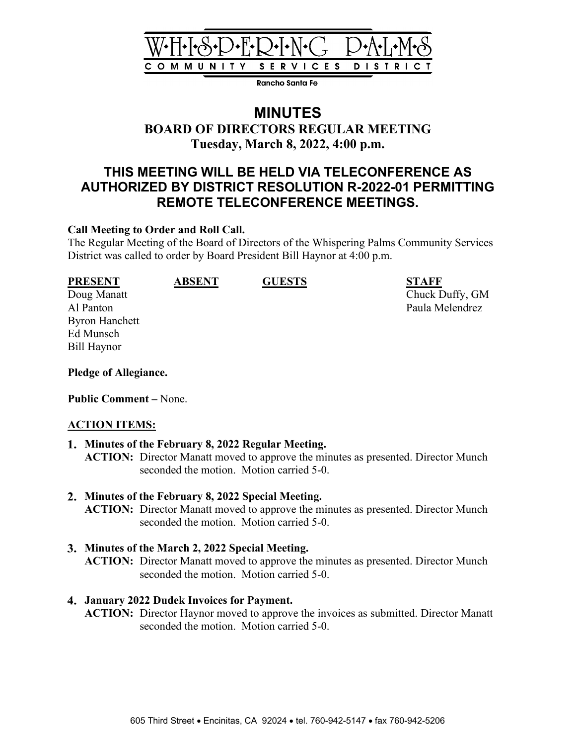WHISPERING PALMS
COMMUNITY SERVICES DISTRICT
Rancho Santa Fe

# MINUTES

## BOARD OF DIRECTORS REGULAR MEETING

## Tuesday, March 8, 2022, 4:00 p.m.

## THIS MEETING WILL BE HELD VIA TELECONFERENCE AS AUTHORIZED BY DISTRICT RESOLUTION R-2022-01 PERMITTING REMOTE TELECONFERENCE MEETINGS.

**Call Meeting to Order and Roll Call.**
The Regular Meeting of the Board of Directors of the Whispering Palms Community Services District was called to order by Board President Bill Haynor at 4:00 p.m.

| PRESENT | ABSENT | GUESTS | STAFF |
|---|---|---|---|
| Doug Manatt | | | Chuck Duffy, GM |
| Al Panton | | | Paula Melendrez |
| Byron Hanchett | | | |
| Ed Munsch | | | |
| Bill Haynor | | | |

**Pledge of Allegiance.**

**Public Comment** – None.

**ACTION ITEMS:**

1. **Minutes of the February 8, 2022 Regular Meeting.**
   **ACTION:** Director Manatt moved to approve the minutes as presented. Director Munch seconded the motion. Motion carried 5-0.

2. **Minutes of the February 8, 2022 Special Meeting.**
   **ACTION:** Director Manatt moved to approve the minutes as presented. Director Munch seconded the motion. Motion carried 5-0.

3. **Minutes of the March 2, 2022 Special Meeting.**
   **ACTION:** Director Manatt moved to approve the minutes as presented. Director Munch seconded the motion. Motion carried 5-0.

4. **January 2022 Dudek Invoices for Payment.**
   **ACTION:** Director Haynor moved to approve the invoices as submitted. Director Manatt seconded the motion. Motion carried 5-0.

605 Third Street • Encinitas, CA 92024 • tel. 760-942-5147 • fax 760-942-5206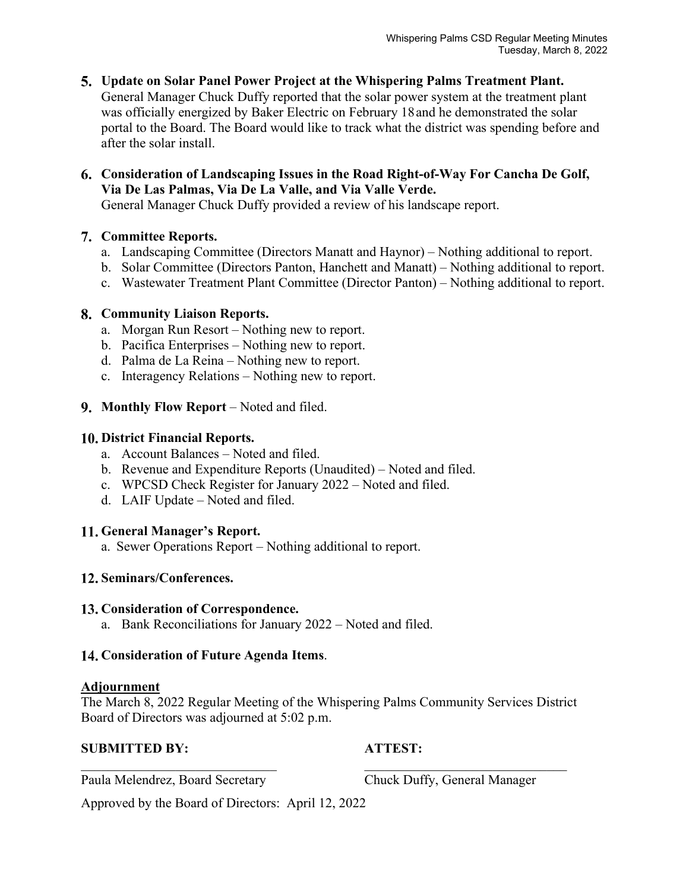5. **Update on Solar Panel Power Project at the Whispering Palms Treatment Plant.**
   General Manager Chuck Duffy reported that the solar power system at the treatment plant was officially energized by Baker Electric on February 18 and he demonstrated the solar portal to the Board. The Board would like to track what the district was spending before and after the solar install.

6. **Consideration of Landscaping Issues in the Road Right-of-Way For Cancha De Golf, Via De Las Palmas, Via De La Valle, and Via Valle Verde.**
   General Manager Chuck Duffy provided a review of his landscape report.

7. **Committee Reports.**
   a. Landscaping Committee (Directors Manatt and Haynor) – Nothing additional to report.
   b. Solar Committee (Directors Panton, Hanchett and Manatt) – Nothing additional to report.
   c. Wastewater Treatment Plant Committee (Director Panton) – Nothing additional to report.

8. **Community Liaison Reports.**
   a. Morgan Run Resort – Nothing new to report.
   b. Pacifica Enterprises – Nothing new to report.
   d. Palma de La Reina – Nothing new to report.
   c. Interagency Relations – Nothing new to report.

9. **Monthly Flow Report** – Noted and filed.

10. **District Financial Reports.**
    a. Account Balances – Noted and filed.
    b. Revenue and Expenditure Reports (Unaudited) – Noted and filed.
    c. WPCSD Check Register for January 2022 – Noted and filed.
    d. LAIF Update – Noted and filed.

11. **General Manager's Report.**
    a. Sewer Operations Report – Nothing additional to report.

12. **Seminars/Conferences.**

13. **Consideration of Correspondence.**
    a. Bank Reconciliations for January 2022 – Noted and filed.

14. **Consideration of Future Agenda Items**.

**Adjournment**

The March 8, 2022 Regular Meeting of the Whispering Palms Community Services District Board of Directors was adjourned at 5:02 p.m.

**SUBMITTED BY:** **ATTEST:**

_______________________________ _______________________________

Paula Melendrez, Board Secretary Chuck Duffy, General Manager

Approved by the Board of Directors: April 12, 2022